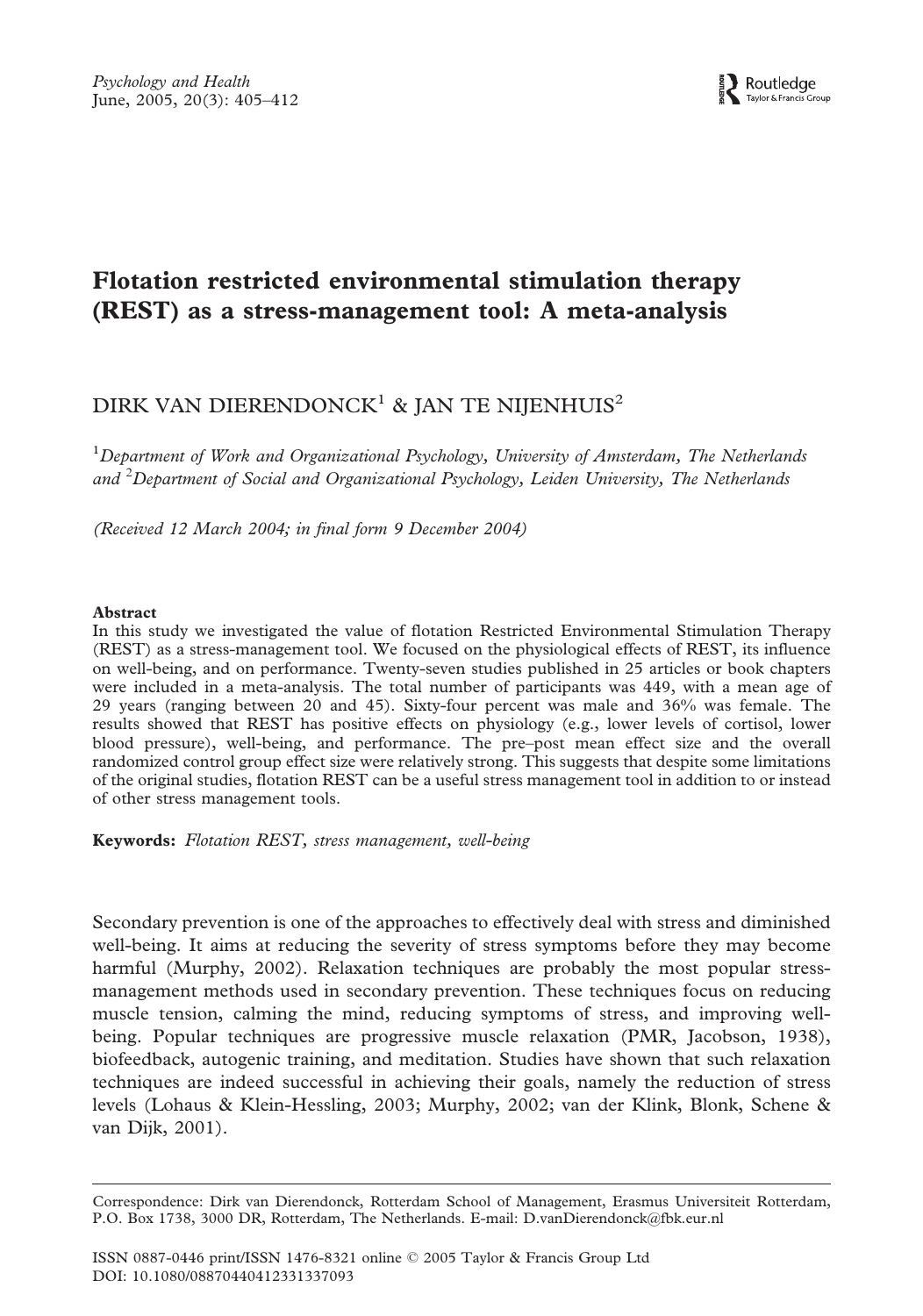# Flotation restricted environmental stimulation therapy (REST) as a stress-management tool: A meta-analysis

DIRK VAN DIERENDONCK[1] & JAN TE NIJENHUIS[2]

[1]*Department of Work and Organizational Psychology, University of Amsterdam, The Netherlands and* [2]*Department of Social and Organizational Psychology, Leiden University, The Netherlands*

*(Received 12 March 2004; in final form 9 December 2004)*

### Abstract

In this study we investigated the value of flotation Restricted Environmental Stimulation Therapy (REST) as a stress-management tool. We focused on the physiological effects of REST, its influence on well-being, and on performance. Twenty-seven studies published in 25 articles or book chapters were included in a meta-analysis. The total number of participants was 449, with a mean age of 29 years (ranging between 20 and 45). Sixty-four percent was male and 36% was female. The results showed that REST has positive effects on physiology (e.g., lower levels of cortisol, lower blood pressure), well-being, and performance. The pre–post mean effect size and the overall randomized control group effect size were relatively strong. This suggests that despite some limitations of the original studies, flotation REST can be a useful stress management tool in addition to or instead of other stress management tools.

**Keywords:** *Flotation REST, stress management, well-being*

Secondary prevention is one of the approaches to effectively deal with stress and diminished well-being. It aims at reducing the severity of stress symptoms before they may become harmful (Murphy, 2002). Relaxation techniques are probably the most popular stress-management methods used in secondary prevention. These techniques focus on reducing muscle tension, calming the mind, reducing symptoms of stress, and improving well-being. Popular techniques are progressive muscle relaxation (PMR, Jacobson, 1938), biofeedback, autogenic training, and meditation. Studies have shown that such relaxation techniques are indeed successful in achieving their goals, namely the reduction of stress levels (Lohaus & Klein-Hessling, 2003; Murphy, 2002; van der Klink, Blonk, Schene & van Dijk, 2001).

Correspondence: Dirk van Dierendonck, Rotterdam School of Management, Erasmus Universiteit Rotterdam, P.O. Box 1738, 3000 DR, Rotterdam, The Netherlands. E-mail: D.vanDierendonck@fbk.eur.nl

ISSN 0887-0446 print/ISSN 1476-8321 online © 2005 Taylor & Francis Group Ltd
DOI: 10.1080/08870440412331337093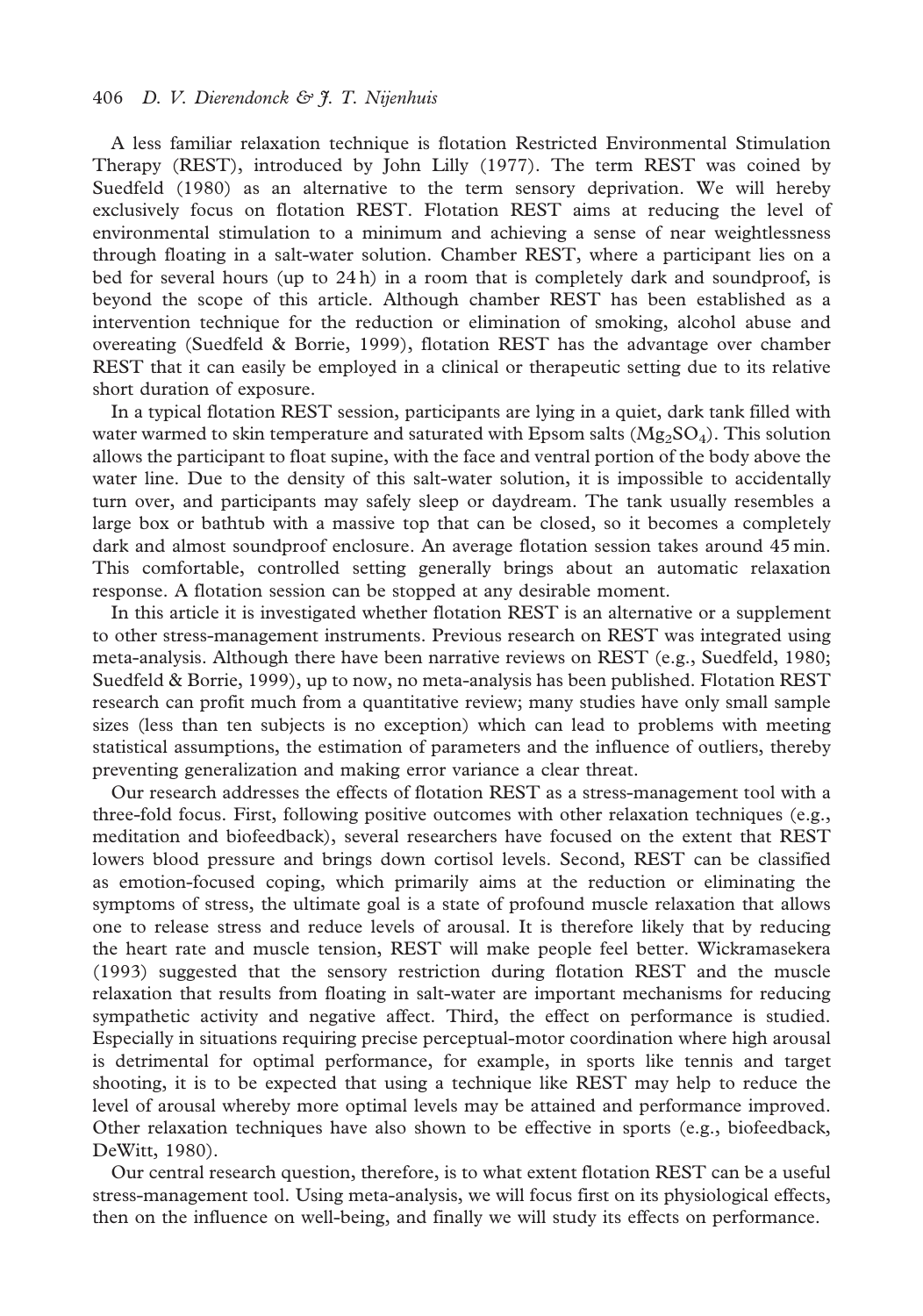A less familiar relaxation technique is flotation Restricted Environmental Stimulation Therapy (REST), introduced by John Lilly (1977). The term REST was coined by Suedfeld (1980) as an alternative to the term sensory deprivation. We will hereby exclusively focus on flotation REST. Flotation REST aims at reducing the level of environmental stimulation to a minimum and achieving a sense of near weightlessness through floating in a salt-water solution. Chamber REST, where a participant lies on a bed for several hours (up to 24 h) in a room that is completely dark and soundproof, is beyond the scope of this article. Although chamber REST has been established as a intervention technique for the reduction or elimination of smoking, alcohol abuse and overeating (Suedfeld & Borrie, 1999), flotation REST has the advantage over chamber REST that it can easily be employed in a clinical or therapeutic setting due to its relative short duration of exposure.

In a typical flotation REST session, participants are lying in a quiet, dark tank filled with water warmed to skin temperature and saturated with Epsom salts ($Mg_2SO_4$). This solution allows the participant to float supine, with the face and ventral portion of the body above the water line. Due to the density of this salt-water solution, it is impossible to accidentally turn over, and participants may safely sleep or daydream. The tank usually resembles a large box or bathtub with a massive top that can be closed, so it becomes a completely dark and almost soundproof enclosure. An average flotation session takes around 45 min. This comfortable, controlled setting generally brings about an automatic relaxation response. A flotation session can be stopped at any desirable moment.

In this article it is investigated whether flotation REST is an alternative or a supplement to other stress-management instruments. Previous research on REST was integrated using meta-analysis. Although there have been narrative reviews on REST (e.g., Suedfeld, 1980; Suedfeld & Borrie, 1999), up to now, no meta-analysis has been published. Flotation REST research can profit much from a quantitative review; many studies have only small sample sizes (less than ten subjects is no exception) which can lead to problems with meeting statistical assumptions, the estimation of parameters and the influence of outliers, thereby preventing generalization and making error variance a clear threat.

Our research addresses the effects of flotation REST as a stress-management tool with a three-fold focus. First, following positive outcomes with other relaxation techniques (e.g., meditation and biofeedback), several researchers have focused on the extent that REST lowers blood pressure and brings down cortisol levels. Second, REST can be classified as emotion-focused coping, which primarily aims at the reduction or eliminating the symptoms of stress, the ultimate goal is a state of profound muscle relaxation that allows one to release stress and reduce levels of arousal. It is therefore likely that by reducing the heart rate and muscle tension, REST will make people feel better. Wickramasekera (1993) suggested that the sensory restriction during flotation REST and the muscle relaxation that results from floating in salt-water are important mechanisms for reducing sympathetic activity and negative affect. Third, the effect on performance is studied. Especially in situations requiring precise perceptual-motor coordination where high arousal is detrimental for optimal performance, for example, in sports like tennis and target shooting, it is to be expected that using a technique like REST may help to reduce the level of arousal whereby more optimal levels may be attained and performance improved. Other relaxation techniques have also shown to be effective in sports (e.g., biofeedback, DeWitt, 1980).

Our central research question, therefore, is to what extent flotation REST can be a useful stress-management tool. Using meta-analysis, we will focus first on its physiological effects, then on the influence on well-being, and finally we will study its effects on performance.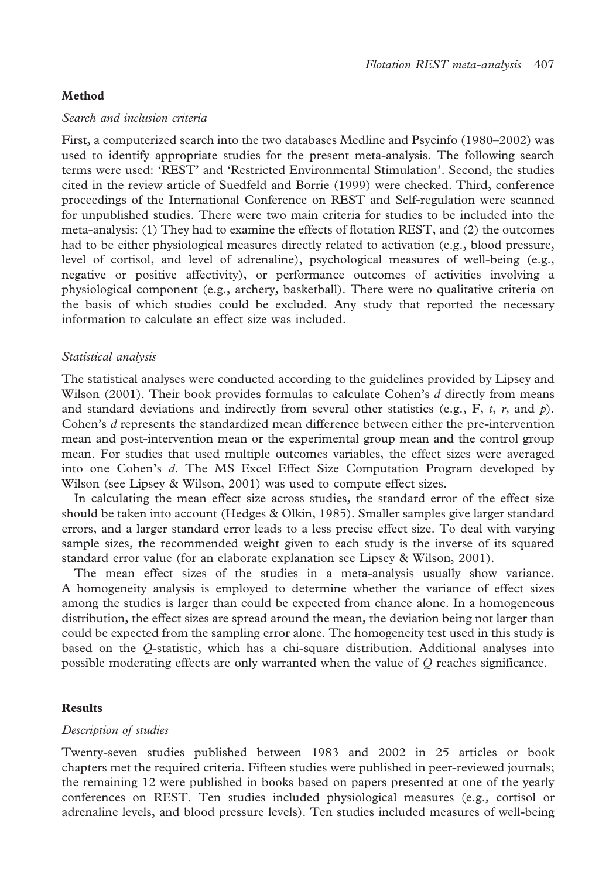## Method

### *Search and inclusion criteria*

First, a computerized search into the two databases Medline and Psycinfo (1980–2002) was used to identify appropriate studies for the present meta-analysis. The following search terms were used: 'REST' and 'Restricted Environmental Stimulation'. Second, the studies cited in the review article of Suedfeld and Borrie (1999) were checked. Third, conference proceedings of the International Conference on REST and Self-regulation were scanned for unpublished studies. There were two main criteria for studies to be included into the meta-analysis: (1) They had to examine the effects of flotation REST, and (2) the outcomes had to be either physiological measures directly related to activation (e.g., blood pressure, level of cortisol, and level of adrenaline), psychological measures of well-being (e.g., negative or positive affectivity), or performance outcomes of activities involving a physiological component (e.g., archery, basketball). There were no qualitative criteria on the basis of which studies could be excluded. Any study that reported the necessary information to calculate an effect size was included.

### *Statistical analysis*

The statistical analyses were conducted according to the guidelines provided by Lipsey and Wilson (2001). Their book provides formulas to calculate Cohen's *d* directly from means and standard deviations and indirectly from several other statistics (e.g., F, *t*, *r*, and *p*). Cohen's *d* represents the standardized mean difference between either the pre-intervention mean and post-intervention mean or the experimental group mean and the control group mean. For studies that used multiple outcomes variables, the effect sizes were averaged into one Cohen's *d*. The MS Excel Effect Size Computation Program developed by Wilson (see Lipsey & Wilson, 2001) was used to compute effect sizes.

In calculating the mean effect size across studies, the standard error of the effect size should be taken into account (Hedges & Olkin, 1985). Smaller samples give larger standard errors, and a larger standard error leads to a less precise effect size. To deal with varying sample sizes, the recommended weight given to each study is the inverse of its squared standard error value (for an elaborate explanation see Lipsey & Wilson, 2001).

The mean effect sizes of the studies in a meta-analysis usually show variance. A homogeneity analysis is employed to determine whether the variance of effect sizes among the studies is larger than could be expected from chance alone. In a homogeneous distribution, the effect sizes are spread around the mean, the deviation being not larger than could be expected from the sampling error alone. The homogeneity test used in this study is based on the *Q*-statistic, which has a chi-square distribution. Additional analyses into possible moderating effects are only warranted when the value of *Q* reaches significance.

## Results

### *Description of studies*

Twenty-seven studies published between 1983 and 2002 in 25 articles or book chapters met the required criteria. Fifteen studies were published in peer-reviewed journals; the remaining 12 were published in books based on papers presented at one of the yearly conferences on REST. Ten studies included physiological measures (e.g., cortisol or adrenaline levels, and blood pressure levels). Ten studies included measures of well-being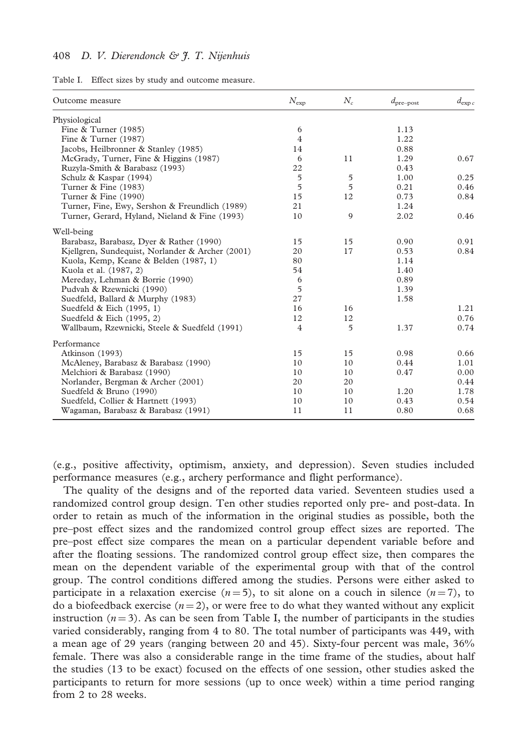Table I. Effect sizes by study and outcome measure.

| Outcome measure | $N_{\text{exp}}$ | $N_c$ | $d_{\text{pre–post}}$ | $d_{\text{exp }c}$ |
|---|---|---|---|---|
| Physiological | | | | |
| Fine & Turner (1985) | 6 | | 1.13 | |
| Fine & Turner (1987) | 4 | | 1.22 | |
| Jacobs, Heilbronner & Stanley (1985) | 14 | | 0.88 | |
| McGrady, Turner, Fine & Higgins (1987) | 6 | 11 | 1.29 | 0.67 |
| Ruzyla-Smith & Barabasz (1993) | 22 | | 0.43 | |
| Schulz & Kaspar (1994) | 5 | 5 | 1.00 | 0.25 |
| Turner & Fine (1983) | 5 | 5 | 0.21 | 0.46 |
| Turner & Fine (1990) | 15 | 12 | 0.73 | 0.84 |
| Turner, Fine, Ewy, Sershon & Freundlich (1989) | 21 | | 1.24 | |
| Turner, Gerard, Hyland, Nieland & Fine (1993) | 10 | 9 | 2.02 | 0.46 |
| Well-being | | | | |
| Barabasz, Barabasz, Dyer & Rather (1990) | 15 | 15 | 0.90 | 0.91 |
| Kjellgren, Sundequist, Norlander & Archer (2001) | 20 | 17 | 0.53 | 0.84 |
| Kuola, Kemp, Keane & Belden (1987, 1) | 80 | | 1.14 | |
| Kuola et al. (1987, 2) | 54 | | 1.40 | |
| Mereday, Lehman & Borrie (1990) | 6 | | 0.89 | |
| Pudvah & Rzewnicki (1990) | 5 | | 1.39 | |
| Suedfeld, Ballard & Murphy (1983) | 27 | | 1.58 | |
| Suedfeld & Eich (1995, 1) | 16 | 16 | | 1.21 |
| Suedfeld & Eich (1995, 2) | 12 | 12 | | 0.76 |
| Wallbaum, Rzewnicki, Steele & Suedfeld (1991) | 4 | 5 | 1.37 | 0.74 |
| Performance | | | | |
| Atkinson (1993) | 15 | 15 | 0.98 | 0.66 |
| McAleney, Barabasz & Barabasz (1990) | 10 | 10 | 0.44 | 1.01 |
| Melchiori & Barabasz (1990) | 10 | 10 | 0.47 | 0.00 |
| Norlander, Bergman & Archer (2001) | 20 | 20 | | 0.44 |
| Suedfeld & Bruno (1990) | 10 | 10 | 1.20 | 1.78 |
| Suedfeld, Collier & Hartnett (1993) | 10 | 10 | 0.43 | 0.54 |
| Wagaman, Barabasz & Barabasz (1991) | 11 | 11 | 0.80 | 0.68 |

(e.g., positive affectivity, optimism, anxiety, and depression). Seven studies included performance measures (e.g., archery performance and flight performance).

The quality of the designs and of the reported data varied. Seventeen studies used a randomized control group design. Ten other studies reported only pre- and post-data. In order to retain as much of the information in the original studies as possible, both the pre–post effect sizes and the randomized control group effect sizes are reported. The pre–post effect size compares the mean on a particular dependent variable before and after the floating sessions. The randomized control group effect size, then compares the mean on the dependent variable of the experimental group with that of the control group. The control conditions differed among the studies. Persons were either asked to participate in a relaxation exercise ($n = 5$), to sit alone on a couch in silence ($n = 7$), to do a biofeedback exercise ($n = 2$), or were free to do what they wanted without any explicit instruction ($n = 3$). As can be seen from Table I, the number of participants in the studies varied considerably, ranging from 4 to 80. The total number of participants was 449, with a mean age of 29 years (ranging between 20 and 45). Sixty-four percent was male, 36% female. There was also a considerable range in the time frame of the studies, about half the studies (13 to be exact) focused on the effects of one session, other studies asked the participants to return for more sessions (up to once week) within a time period ranging from 2 to 28 weeks.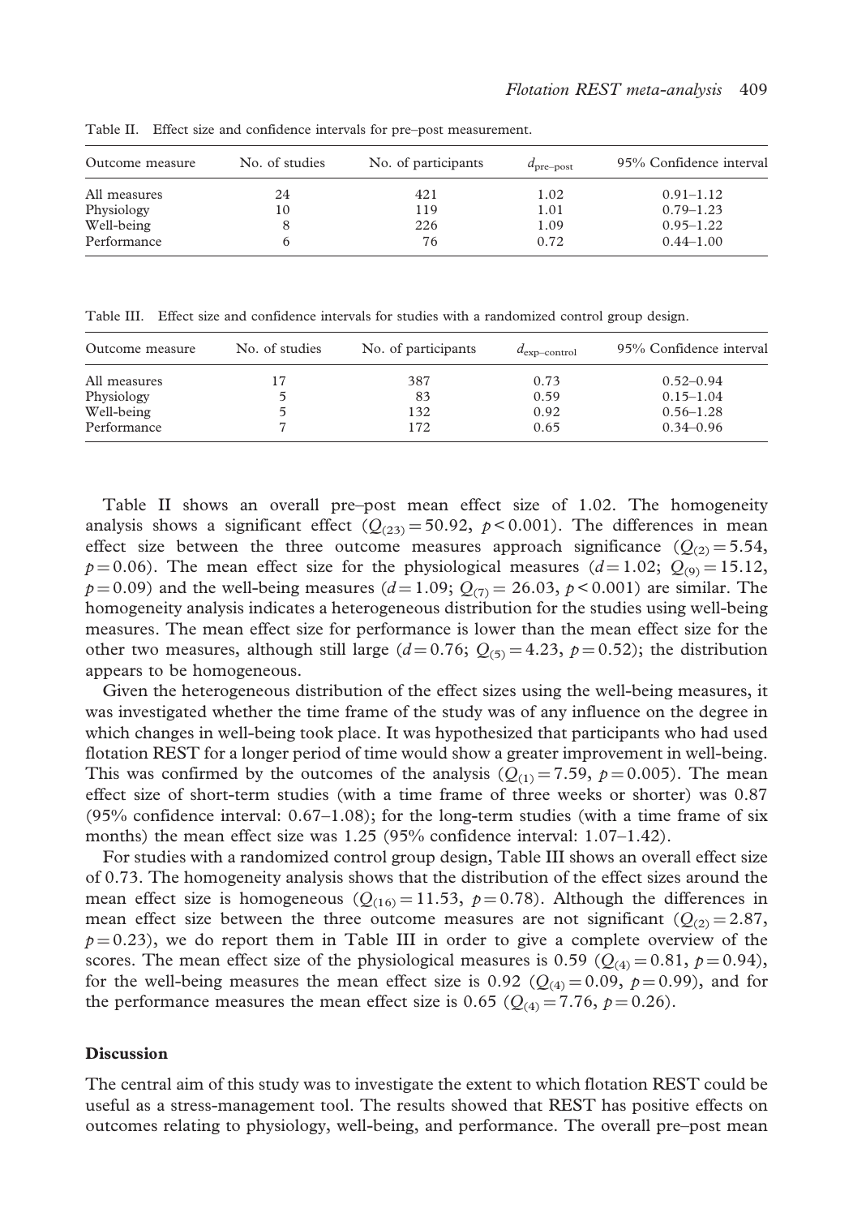Table II. Effect size and confidence intervals for pre–post measurement.

| Outcome measure | No. of studies | No. of participants | $d_{\text{pre–post}}$ | 95% Confidence interval |
|---|---|---|---|---|
| All measures | 24 | 421 | 1.02 | 0.91–1.12 |
| Physiology | 10 | 119 | 1.01 | 0.79–1.23 |
| Well-being | 8 | 226 | 1.09 | 0.95–1.22 |
| Performance | 6 | 76 | 0.72 | 0.44–1.00 |

Table III. Effect size and confidence intervals for studies with a randomized control group design.

| Outcome measure | No. of studies | No. of participants | $d_{\text{exp–control}}$ | 95% Confidence interval |
|---|---|---|---|---|
| All measures | 17 | 387 | 0.73 | 0.52–0.94 |
| Physiology | 5 | 83 | 0.59 | 0.15–1.04 |
| Well-being | 5 | 132 | 0.92 | 0.56–1.28 |
| Performance | 7 | 172 | 0.65 | 0.34–0.96 |

Table II shows an overall pre–post mean effect size of 1.02. The homogeneity analysis shows a significant effect ($Q_{(23)} = 50.92$, $p < 0.001$). The differences in mean effect size between the three outcome measures approach significance ($Q_{(2)} = 5.54$, $p = 0.06$). The mean effect size for the physiological measures ($d = 1.02$; $Q_{(9)} = 15.12$, $p = 0.09$) and the well-being measures ($d = 1.09$; $Q_{(7)} = 26.03$, $p < 0.001$) are similar. The homogeneity analysis indicates a heterogeneous distribution for the studies using well-being measures. The mean effect size for performance is lower than the mean effect size for the other two measures, although still large ($d = 0.76$; $Q_{(5)} = 4.23$, $p = 0.52$); the distribution appears to be homogeneous.

Given the heterogeneous distribution of the effect sizes using the well-being measures, it was investigated whether the time frame of the study was of any influence on the degree in which changes in well-being took place. It was hypothesized that participants who had used flotation REST for a longer period of time would show a greater improvement in well-being. This was confirmed by the outcomes of the analysis ($Q_{(1)} = 7.59$, $p = 0.005$). The mean effect size of short-term studies (with a time frame of three weeks or shorter) was 0.87 (95% confidence interval: 0.67–1.08); for the long-term studies (with a time frame of six months) the mean effect size was 1.25 (95% confidence interval: 1.07–1.42).

For studies with a randomized control group design, Table III shows an overall effect size of 0.73. The homogeneity analysis shows that the distribution of the effect sizes around the mean effect size is homogeneous ($Q_{(16)} = 11.53$, $p = 0.78$). Although the differences in mean effect size between the three outcome measures are not significant ($Q_{(2)} = 2.87$, $p = 0.23$), we do report them in Table III in order to give a complete overview of the scores. The mean effect size of the physiological measures is 0.59 ($Q_{(4)} = 0.81$, $p = 0.94$), for the well-being measures the mean effect size is 0.92 ($Q_{(4)} = 0.09$, $p = 0.99$), and for the performance measures the mean effect size is 0.65 ($Q_{(4)} = 7.76$, $p = 0.26$).

## Discussion

The central aim of this study was to investigate the extent to which flotation REST could be useful as a stress-management tool. The results showed that REST has positive effects on outcomes relating to physiology, well-being, and performance. The overall pre–post mean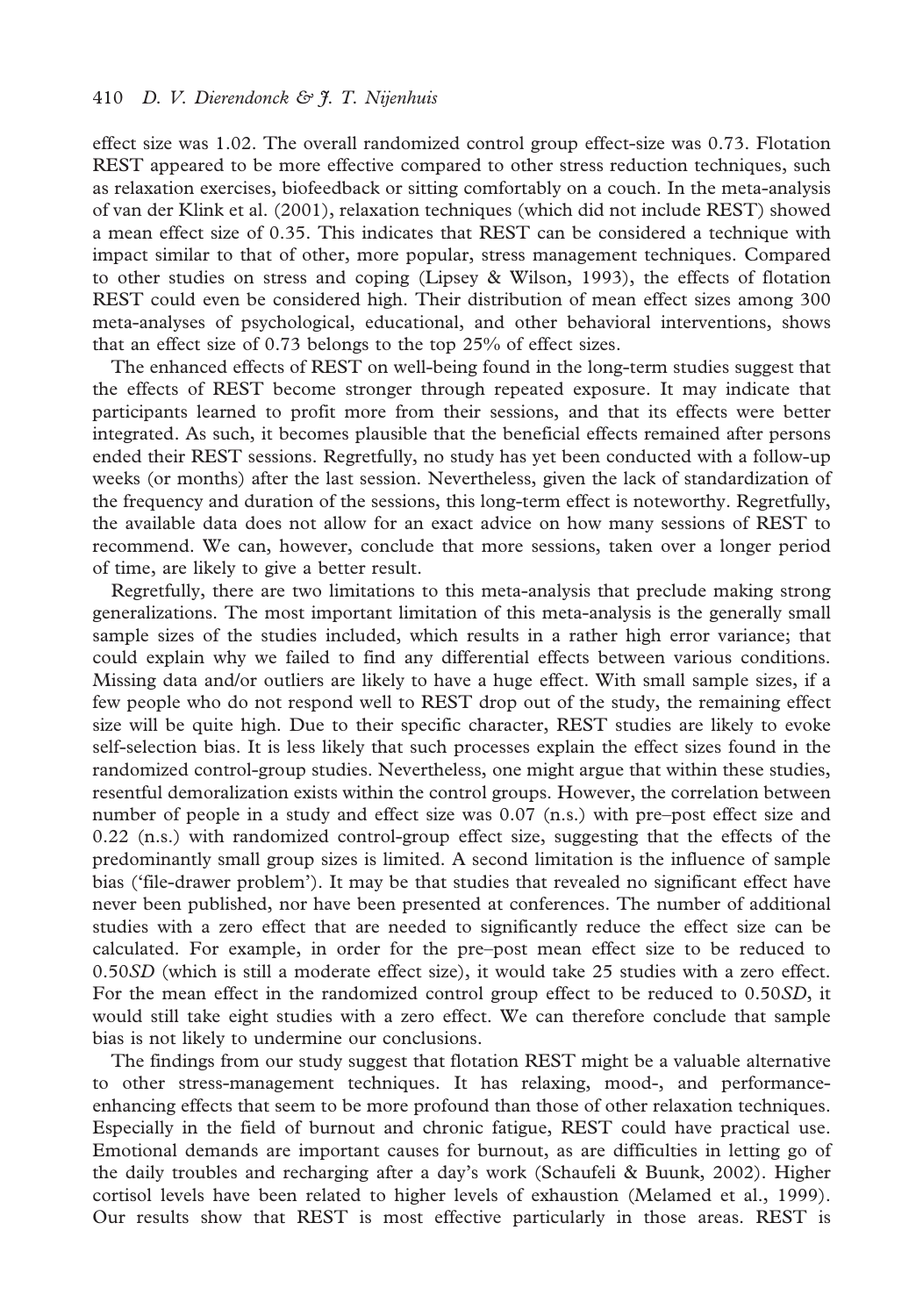effect size was 1.02. The overall randomized control group effect-size was 0.73. Flotation REST appeared to be more effective compared to other stress reduction techniques, such as relaxation exercises, biofeedback or sitting comfortably on a couch. In the meta-analysis of van der Klink et al. (2001), relaxation techniques (which did not include REST) showed a mean effect size of 0.35. This indicates that REST can be considered a technique with impact similar to that of other, more popular, stress management techniques. Compared to other studies on stress and coping (Lipsey & Wilson, 1993), the effects of flotation REST could even be considered high. Their distribution of mean effect sizes among 300 meta-analyses of psychological, educational, and other behavioral interventions, shows that an effect size of 0.73 belongs to the top 25% of effect sizes.

The enhanced effects of REST on well-being found in the long-term studies suggest that the effects of REST become stronger through repeated exposure. It may indicate that participants learned to profit more from their sessions, and that its effects were better integrated. As such, it becomes plausible that the beneficial effects remained after persons ended their REST sessions. Regretfully, no study has yet been conducted with a follow-up weeks (or months) after the last session. Nevertheless, given the lack of standardization of the frequency and duration of the sessions, this long-term effect is noteworthy. Regretfully, the available data does not allow for an exact advice on how many sessions of REST to recommend. We can, however, conclude that more sessions, taken over a longer period of time, are likely to give a better result.

Regretfully, there are two limitations to this meta-analysis that preclude making strong generalizations. The most important limitation of this meta-analysis is the generally small sample sizes of the studies included, which results in a rather high error variance; that could explain why we failed to find any differential effects between various conditions. Missing data and/or outliers are likely to have a huge effect. With small sample sizes, if a few people who do not respond well to REST drop out of the study, the remaining effect size will be quite high. Due to their specific character, REST studies are likely to evoke self-selection bias. It is less likely that such processes explain the effect sizes found in the randomized control-group studies. Nevertheless, one might argue that within these studies, resentful demoralization exists within the control groups. However, the correlation between number of people in a study and effect size was 0.07 (n.s.) with pre–post effect size and 0.22 (n.s.) with randomized control-group effect size, suggesting that the effects of the predominantly small group sizes is limited. A second limitation is the influence of sample bias ('file-drawer problem'). It may be that studies that revealed no significant effect have never been published, nor have been presented at conferences. The number of additional studies with a zero effect that are needed to significantly reduce the effect size can be calculated. For example, in order for the pre–post mean effect size to be reduced to 0.50*SD* (which is still a moderate effect size), it would take 25 studies with a zero effect. For the mean effect in the randomized control group effect to be reduced to 0.50*SD*, it would still take eight studies with a zero effect. We can therefore conclude that sample bias is not likely to undermine our conclusions.

The findings from our study suggest that flotation REST might be a valuable alternative to other stress-management techniques. It has relaxing, mood-, and performance-enhancing effects that seem to be more profound than those of other relaxation techniques. Especially in the field of burnout and chronic fatigue, REST could have practical use. Emotional demands are important causes for burnout, as are difficulties in letting go of the daily troubles and recharging after a day's work (Schaufeli & Buunk, 2002). Higher cortisol levels have been related to higher levels of exhaustion (Melamed et al., 1999). Our results show that REST is most effective particularly in those areas. REST is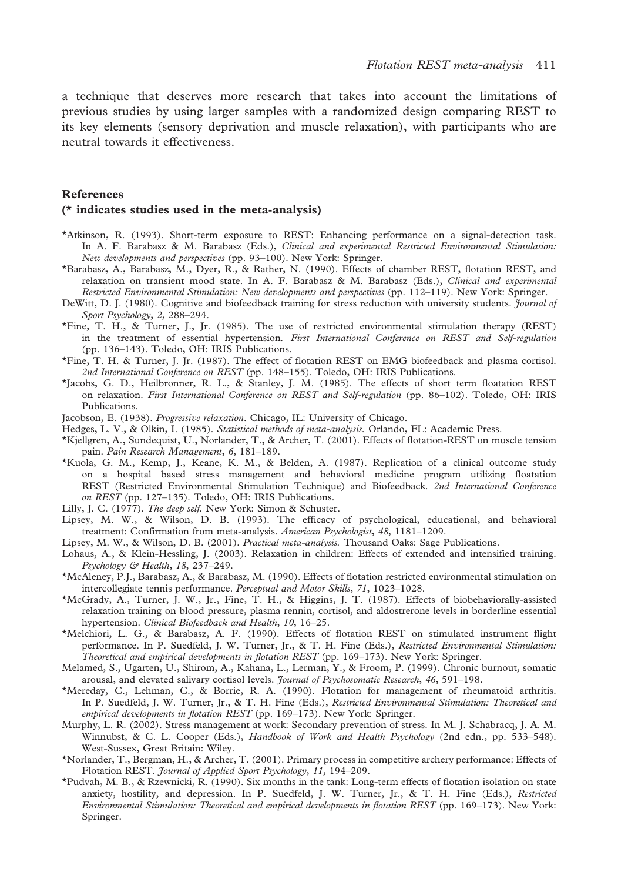a technique that deserves more research that takes into account the limitations of previous studies by using larger samples with a randomized design comparing REST to its key elements (sensory deprivation and muscle relaxation), with participants who are neutral towards it effectiveness.

## References

**(* indicates studies used in the meta-analysis)**

*Atkinson, R. (1993). Short-term exposure to REST: Enhancing performance on a signal-detection task. In A. F. Barabasz & M. Barabasz (Eds.), *Clinical and experimental Restricted Environmental Stimulation: New developments and perspectives* (pp. 93–100). New York: Springer.

*Barabasz, A., Barabasz, M., Dyer, R., & Rather, N. (1990). Effects of chamber REST, flotation REST, and relaxation on transient mood state. In A. F. Barabasz & M. Barabasz (Eds.), *Clinical and experimental Restricted Environmental Stimulation: New developments and perspectives* (pp. 112–119). New York: Springer.

DeWitt, D. J. (1980). Cognitive and biofeedback training for stress reduction with university students. *Journal of Sport Psychology*, *2*, 288–294.

*Fine, T. H., & Turner, J., Jr. (1985). The use of restricted environmental stimulation therapy (REST) in the treatment of essential hypertension. *First International Conference on REST and Self-regulation* (pp. 136–143). Toledo, OH: IRIS Publications.

*Fine, T. H. & Turner, J. Jr. (1987). The effect of flotation REST on EMG biofeedback and plasma cortisol. *2nd International Conference on REST* (pp. 148–155). Toledo, OH: IRIS Publications.

*Jacobs, G. D., Heilbronner, R. L., & Stanley, J. M. (1985). The effects of short term floatation REST on relaxation. *First International Conference on REST and Self-regulation* (pp. 86–102). Toledo, OH: IRIS Publications.

Jacobson, E. (1938). *Progressive relaxation*. Chicago, IL: University of Chicago.

Hedges, L. V., & Olkin, I. (1985). *Statistical methods of meta-analysis*. Orlando, FL: Academic Press.

*Kjellgren, A., Sundequist, U., Norlander, T., & Archer, T. (2001). Effects of flotation-REST on muscle tension pain. *Pain Research Management*, *6*, 181–189.

*Kuola, G. M., Kemp, J., Keane, K. M., & Belden, A. (1987). Replication of a clinical outcome study on a hospital based stress management and behavioral medicine program utilizing floatation REST (Restricted Environmental Stimulation Technique) and Biofeedback. *2nd International Conference on REST* (pp. 127–135). Toledo, OH: IRIS Publications.

Lilly, J. C. (1977). *The deep self*. New York: Simon & Schuster.

Lipsey, M. W., & Wilson, D. B. (1993). The efficacy of psychological, educational, and behavioral treatment: Confirmation from meta-analysis. *American Psychologist*, *48*, 1181–1209.

Lipsey, M. W., & Wilson, D. B. (2001). *Practical meta-analysis*. Thousand Oaks: Sage Publications.

Lohaus, A., & Klein-Hessling, J. (2003). Relaxation in children: Effects of extended and intensified training. *Psychology & Health*, *18*, 237–249.

*McAleney, P.J., Barabasz, A., & Barabasz, M. (1990). Effects of flotation restricted environmental stimulation on intercollegiate tennis performance. *Perceptual and Motor Skills*, *71*, 1023–1028.

*McGrady, A., Turner, J. W., Jr., Fine, T. H., & Higgins, J. T. (1987). Effects of biobehaviorally-assisted relaxation training on blood pressure, plasma rennin, cortisol, and aldostrerone levels in borderline essential hypertension. *Clinical Biofeedback and Health*, *10*, 16–25.

*Melchiori, L. G., & Barabasz, A. F. (1990). Effects of flotation REST on stimulated instrument flight performance. In P. Suedfeld, J. W. Turner, Jr., & T. H. Fine (Eds.), *Restricted Environmental Stimulation: Theoretical and empirical developments in flotation REST* (pp. 169–173). New York: Springer.

Melamed, S., Ugarten, U., Shirom, A., Kahana, L., Lerman, Y., & Froom, P. (1999). Chronic burnout, somatic arousal, and elevated salivary cortisol levels. *Journal of Psychosomatic Research*, *46*, 591–198.

*Mereday, C., Lehman, C., & Borrie, R. A. (1990). Flotation for management of rheumatoid arthritis. In P. Suedfeld, J. W. Turner, Jr., & T. H. Fine (Eds.), *Restricted Environmental Stimulation: Theoretical and empirical developments in flotation REST* (pp. 169–173). New York: Springer.

Murphy, L. R. (2002). Stress management at work: Secondary prevention of stress. In M. J. Schabracq, J. A. M. Winnubst, & C. L. Cooper (Eds.), *Handbook of Work and Health Psychology* (2nd edn., pp. 533–548). West-Sussex, Great Britain: Wiley.

*Norlander, T., Bergman, H., & Archer, T. (2001). Primary process in competitive archery performance: Effects of Flotation REST. *Journal of Applied Sport Psychology*, *11*, 194–209.

*Pudvah, M. B., & Rzewnicki, R. (1990). Six months in the tank: Long-term effects of flotation isolation on state anxiety, hostility, and depression. In P. Suedfeld, J. W. Turner, Jr., & T. H. Fine (Eds.), *Restricted Environmental Stimulation: Theoretical and empirical developments in flotation REST* (pp. 169–173). New York: Springer.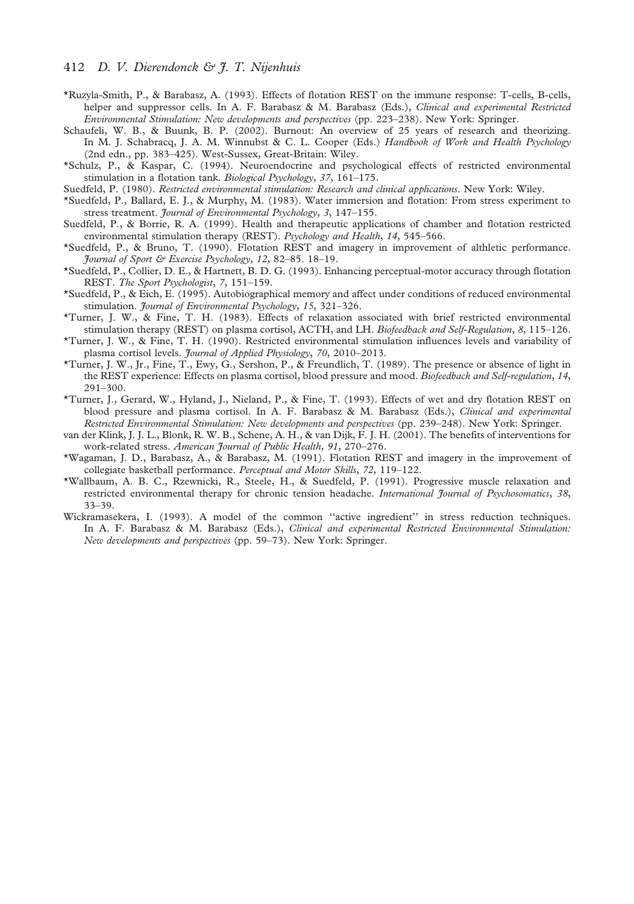*Ruzyla-Smith, P., & Barabasz, A. (1993). Effects of flotation REST on the immune response: T-cells, B-cells, helper and suppressor cells. In A. F. Barabasz & M. Barabasz (Eds.), *Clinical and experimental Restricted Environmental Stimulation: New developments and perspectives* (pp. 223–238). New York: Springer.

Schaufeli, W. B., & Buunk, B. P. (2002). Burnout: An overview of 25 years of research and theorizing. In M. J. Schabracq, J. A. M. Winnubst & C. L. Cooper (Eds.) *Handbook of Work and Health Psychology* (2nd edn., pp. 383–425). West-Sussex, Great-Britain: Wiley.

*Schulz, P., & Kaspar, C. (1994). Neuroendocrine and psychological effects of restricted environmental stimulation in a flotation tank. *Biological Psychology*, *37*, 161–175.

Suedfeld, P. (1980). *Restricted environmental stimulation: Research and clinical applications*. New York: Wiley.

*Suedfeld, P., Ballard, E. J., & Murphy, M. (1983). Water immersion and flotation: From stress experiment to stress treatment. *Journal of Environmental Psychology*, *3*, 147–155.

Suedfeld, P., & Borrie, R. A. (1999). Health and therapeutic applications of chamber and flotation restricted environmental stimulation therapy (REST). *Psychology and Health*, *14*, 545–566.

*Suedfeld, P., & Bruno, T. (1990). Flotation REST and imagery in improvement of althletic performance. *Journal of Sport & Exercise Psychology*, *12*, 82–85. 18–19.

*Suedfeld, P., Collier, D. E., & Hartnett, B. D. G. (1993). Enhancing perceptual-motor accuracy through flotation REST. *The Sport Psychologist*, *7*, 151–159.

*Suedfeld, P., & Eich, E. (1995). Autobiographical memory and affect under conditions of reduced environmental stimulation. *Journal of Environmental Psychology*, *15*, 321–326.

*Turner, J. W., & Fine, T. H. (1983). Effects of relaxation associated with brief restricted environmental stimulation therapy (REST) on plasma cortisol, ACTH, and LH. *Biofeedback and Self-Regulation*, *8*, 115–126.

*Turner, J. W., & Fine, T. H. (1990). Restricted environmental stimulation influences levels and variability of plasma cortisol levels. *Journal of Applied Physiology*, *70*, 2010–2013.

*Turner, J. W., Jr., Fine, T., Ewy, G., Sershon, P., & Freundlich, T. (1989). The presence or absence of light in the REST experience: Effects on plasma cortisol, blood pressure and mood. *Biofeedback and Self-regulation*, *14*, 291–300.

*Turner, J., Gerard, W., Hyland, J., Nieland, P., & Fine, T. (1993). Effects of wet and dry flotation REST on blood pressure and plasma cortisol. In A. F. Barabasz & M. Barabasz (Eds.), *Clinical and experimental Restricted Environmental Stimulation: New developments and perspectives* (pp. 239–248). New York: Springer.

van der Klink, J. J. L., Blonk, R. W. B., Schene, A. H., & van Dijk, F. J. H. (2001). The benefits of interventions for work-related stress. *American Journal of Public Health*, *91*, 270–276.

*Wagaman, J. D., Barabasz, A., & Barabasz, M. (1991). Flotation REST and imagery in the improvement of collegiate basketball performance. *Perceptual and Motor Skills*, *72*, 119–122.

*Wallbaum, A. B. C., Rzewnicki, R., Steele, H., & Suedfeld, P. (1991). Progressive muscle relaxation and restricted environmental therapy for chronic tension headache. *International Journal of Psychosomatics*, *38*, 33–39.

Wickramasekera, I. (1993). A model of the common ''active ingredient'' in stress reduction techniques. In A. F. Barabasz & M. Barabasz (Eds.), *Clinical and experimental Restricted Environmental Stimulation: New developments and perspectives* (pp. 59–73). New York: Springer.